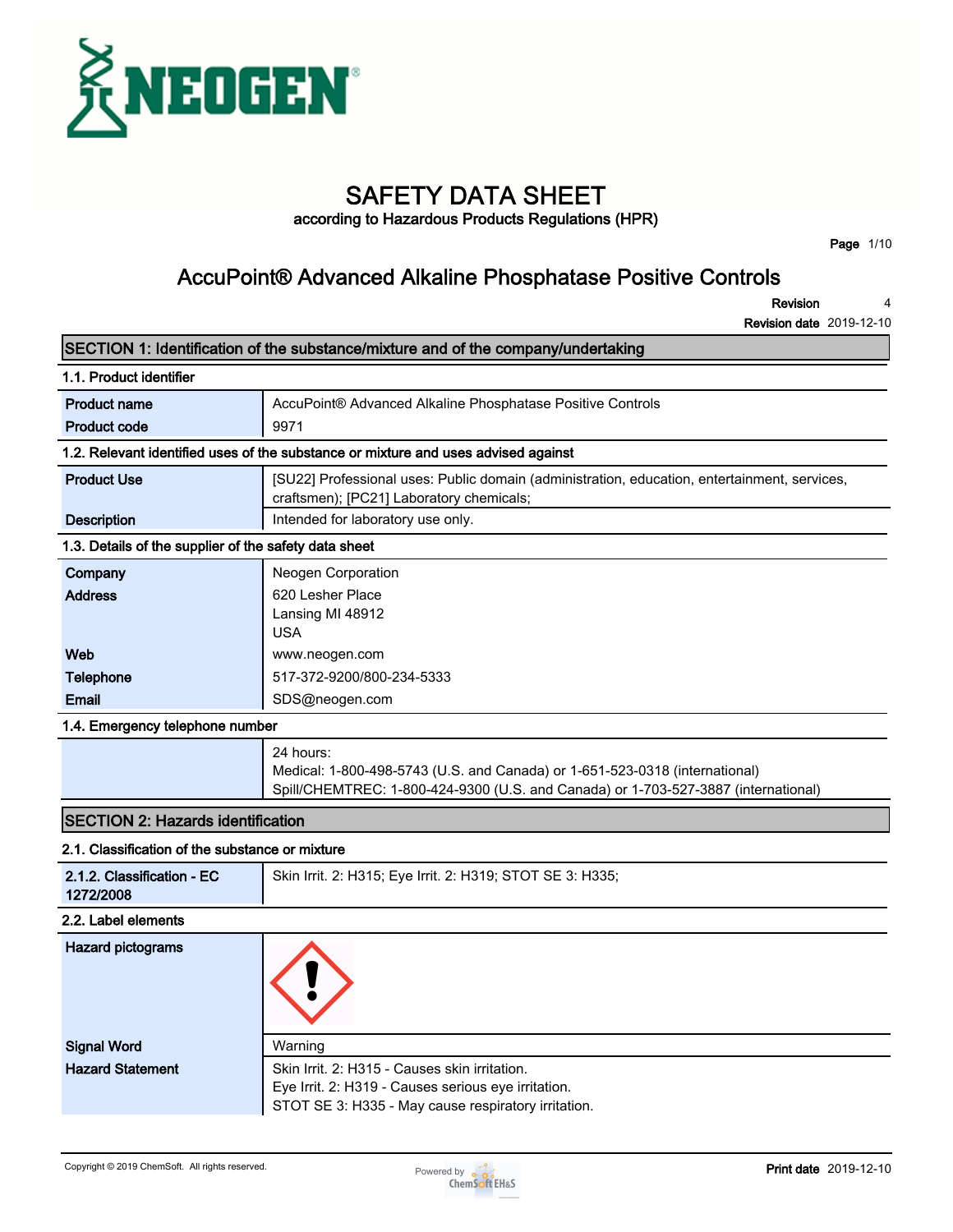# SAFETY DATA SHEET

according to Hazardous Products Regulations (HPR)

## AccuPoint® Advanced Alkaline Phosphatase Positive Controls

**Revision** 4
**Revision date** 2019-12-10

## SECTION 1: Identification of the substance/mixture and of the company/undertaking

### 1.1. Product identifier

| | |
|---|---|
| **Product name** | AccuPoint® Advanced Alkaline Phosphatase Positive Controls |
| **Product code** | 9971 |

### 1.2. Relevant identified uses of the substance or mixture and uses advised against

| | |
|---|---|
| **Product Use** | [SU22] Professional uses: Public domain (administration, education, entertainment, services, craftsmen); [PC21] Laboratory chemicals; |
| **Description** | Intended for laboratory use only. |

### 1.3. Details of the supplier of the safety data sheet

| | |
|---|---|
| **Company** | Neogen Corporation |
| **Address** | 620 Lesher Place<br>Lansing MI 48912<br>USA |
| **Web** | www.neogen.com |
| **Telephone** | 517-372-9200/800-234-5333 |
| **Email** | SDS@neogen.com |

### 1.4. Emergency telephone number

24 hours:
Medical: 1-800-498-5743 (U.S. and Canada) or 1-651-523-0318 (international)
Spill/CHEMTREC: 1-800-424-9300 (U.S. and Canada) or 1-703-527-3887 (international)

## SECTION 2: Hazards identification

### 2.1. Classification of the substance or mixture

| | |
|---|---|
| **2.1.2. Classification - EC 1272/2008** | Skin Irrit. 2: H315; Eye Irrit. 2: H319; STOT SE 3: H335; |

### 2.2. Label elements

| | |
|---|---|
| **Hazard pictograms** | |
| **Signal Word** | Warning |
| **Hazard Statement** | Skin Irrit. 2: H315 - Causes skin irritation.<br>Eye Irrit. 2: H319 - Causes serious eye irritation.<br>STOT SE 3: H335 - May cause respiratory irritation. |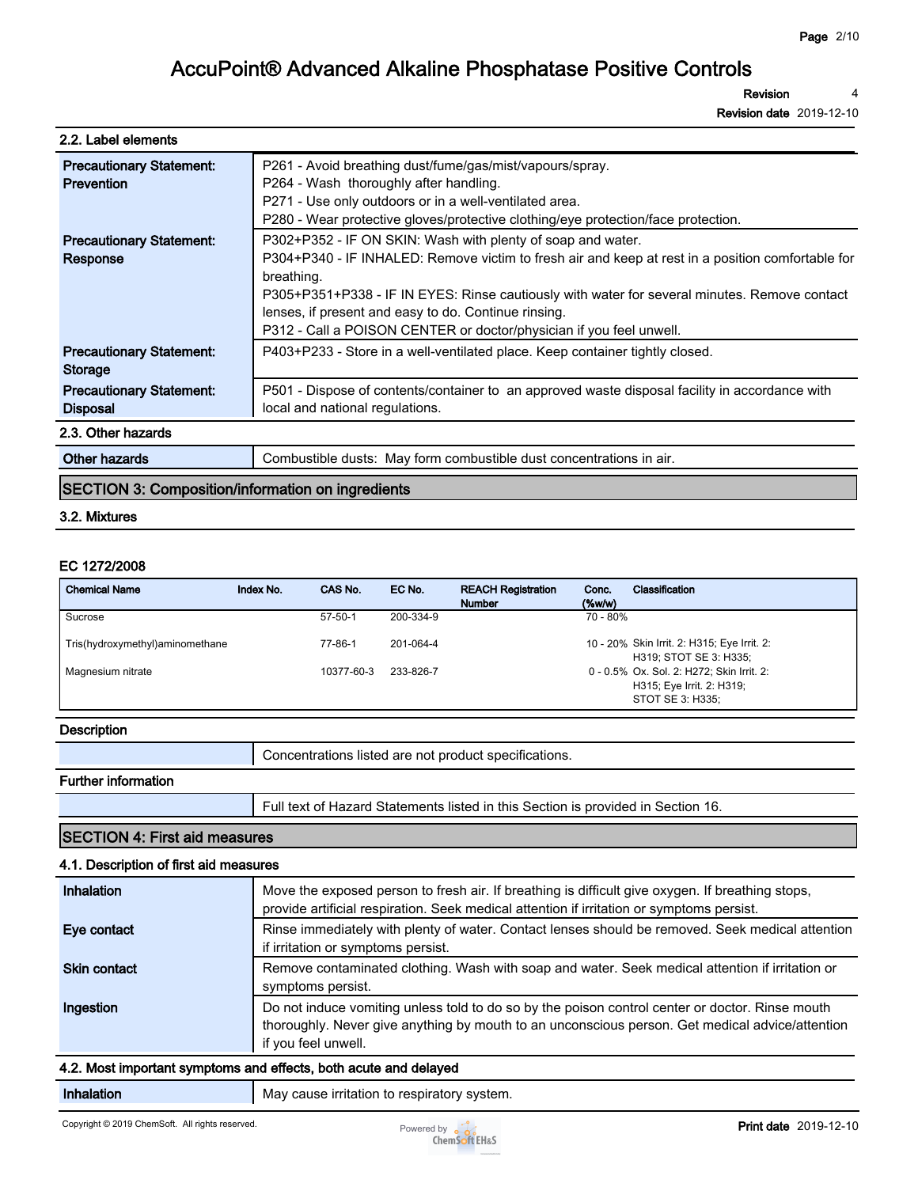### 2.2. Label elements

| | |
|---|---|
| **Precautionary Statement: Prevention** | P261 - Avoid breathing dust/fume/gas/mist/vapours/spray.<br>P264 - Wash thoroughly after handling.<br>P271 - Use only outdoors or in a well-ventilated area.<br>P280 - Wear protective gloves/protective clothing/eye protection/face protection. |
| **Precautionary Statement: Response** | P302+P352 - IF ON SKIN: Wash with plenty of soap and water.<br>P304+P340 - IF INHALED: Remove victim to fresh air and keep at rest in a position comfortable for breathing.<br>P305+P351+P338 - IF IN EYES: Rinse cautiously with water for several minutes. Remove contact lenses, if present and easy to do. Continue rinsing.<br>P312 - Call a POISON CENTER or doctor/physician if you feel unwell. |
| **Precautionary Statement: Storage** | P403+P233 - Store in a well-ventilated place. Keep container tightly closed. |
| **Precautionary Statement: Disposal** | P501 - Dispose of contents/container to an approved waste disposal facility in accordance with local and national regulations. |

### 2.3. Other hazards

| | |
|---|---|
| **Other hazards** | Combustible dusts: May form combustible dust concentrations in air. |

## SECTION 3: Composition/information on ingredients

### 3.2. Mixtures

**EC 1272/2008**

| Chemical Name | Index No. | CAS No. | EC No. | REACH Registration Number | Conc. (%w/w) | Classification |
|---|---|---|---|---|---|---|
| Sucrose | | 57-50-1 | 200-334-9 | | 70 - 80% | |
| Tris(hydroxymethyl)aminomethane | | 77-86-1 | 201-064-4 | | 10 - 20% | Skin Irrit. 2: H315; Eye Irrit. 2: H319; STOT SE 3: H335; |
| Magnesium nitrate | | 10377-60-3 | 233-826-7 | | 0 - 0.5% | Ox. Sol. 2: H272; Skin Irrit. 2: H315; Eye Irrit. 2: H319; STOT SE 3: H335; |

**Description**

Concentrations listed are not product specifications.

**Further information**

Full text of Hazard Statements listed in this Section is provided in Section 16.

## SECTION 4: First aid measures

### 4.1. Description of first aid measures

| | |
|---|---|
| **Inhalation** | Move the exposed person to fresh air. If breathing is difficult give oxygen. If breathing stops, provide artificial respiration. Seek medical attention if irritation or symptoms persist. |
| **Eye contact** | Rinse immediately with plenty of water. Contact lenses should be removed. Seek medical attention if irritation or symptoms persist. |
| **Skin contact** | Remove contaminated clothing. Wash with soap and water. Seek medical attention if irritation or symptoms persist. |
| **Ingestion** | Do not induce vomiting unless told to do so by the poison control center or doctor. Rinse mouth thoroughly. Never give anything by mouth to an unconscious person. Get medical advice/attention if you feel unwell. |

### 4.2. Most important symptoms and effects, both acute and delayed

| | |
|---|---|
| **Inhalation** | May cause irritation to respiratory system. |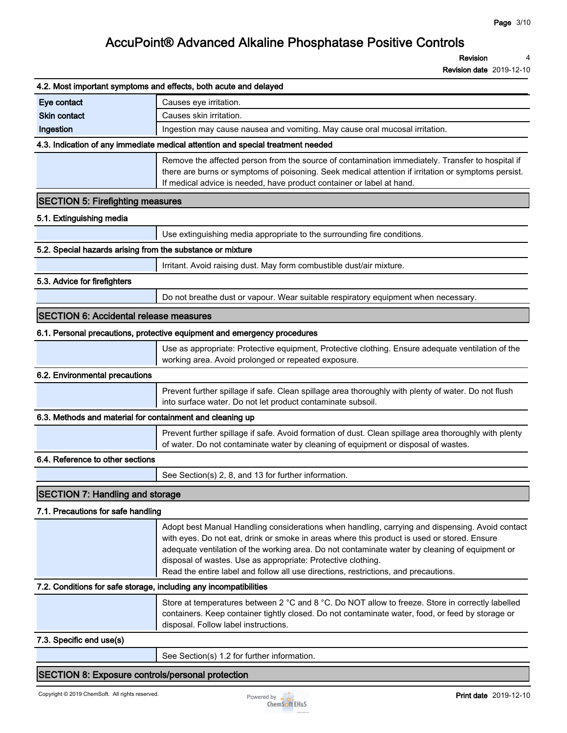### 4.2. Most important symptoms and effects, both acute and delayed

| | |
|---|---|
| **Eye contact** | Causes eye irritation. |
| **Skin contact** | Causes skin irritation. |
| **Ingestion** | Ingestion may cause nausea and vomiting. May cause oral mucosal irritation. |

### 4.3. Indication of any immediate medical attention and special treatment needed

Remove the affected person from the source of contamination immediately. Transfer to hospital if there are burns or symptoms of poisoning. Seek medical attention if irritation or symptoms persist. If medical advice is needed, have product container or label at hand.

## SECTION 5: Firefighting measures

### 5.1. Extinguishing media

Use extinguishing media appropriate to the surrounding fire conditions.

### 5.2. Special hazards arising from the substance or mixture

Irritant. Avoid raising dust. May form combustible dust/air mixture.

### 5.3. Advice for firefighters

Do not breathe dust or vapour. Wear suitable respiratory equipment when necessary.

## SECTION 6: Accidental release measures

### 6.1. Personal precautions, protective equipment and emergency procedures

Use as appropriate: Protective equipment, Protective clothing. Ensure adequate ventilation of the working area. Avoid prolonged or repeated exposure.

### 6.2. Environmental precautions

Prevent further spillage if safe. Clean spillage area thoroughly with plenty of water. Do not flush into surface water. Do not let product contaminate subsoil.

### 6.3. Methods and material for containment and cleaning up

Prevent further spillage if safe. Avoid formation of dust. Clean spillage area thoroughly with plenty of water. Do not contaminate water by cleaning of equipment or disposal of wastes.

### 6.4. Reference to other sections

See Section(s) 2, 8, and 13 for further information.

## SECTION 7: Handling and storage

### 7.1. Precautions for safe handling

Adopt best Manual Handling considerations when handling, carrying and dispensing. Avoid contact with eyes. Do not eat, drink or smoke in areas where this product is used or stored. Ensure adequate ventilation of the working area. Do not contaminate water by cleaning of equipment or disposal of wastes. Use as appropriate: Protective clothing.
Read the entire label and follow all use directions, restrictions, and precautions.

### 7.2. Conditions for safe storage, including any incompatibilities

Store at temperatures between 2 °C and 8 °C. Do NOT allow to freeze. Store in correctly labelled containers. Keep container tightly closed. Do not contaminate water, food, or feed by storage or disposal. Follow label instructions.

### 7.3. Specific end use(s)

See Section(s) 1.2 for further information.

## SECTION 8: Exposure controls/personal protection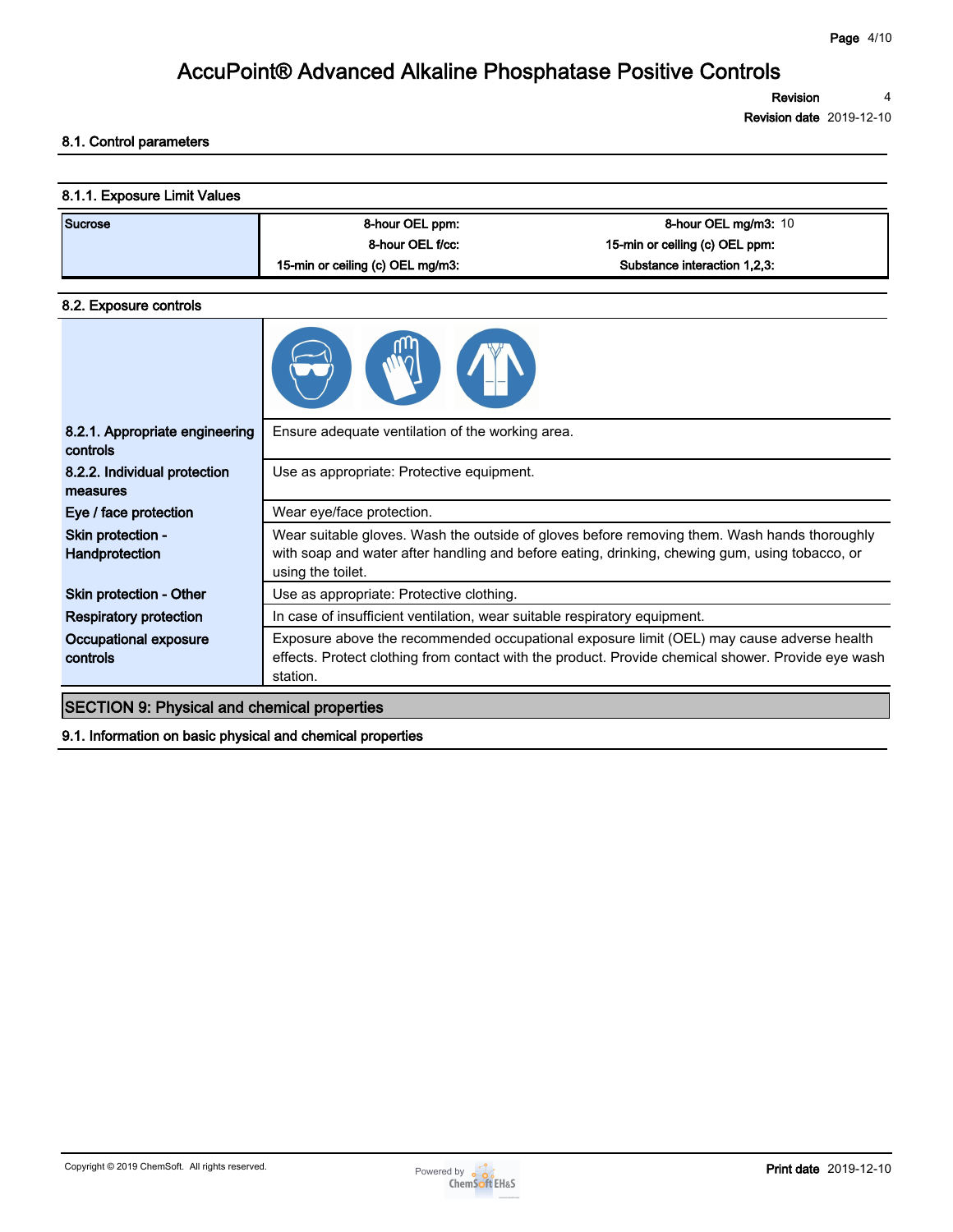#### 8.1. Control parameters

##### 8.1.1. Exposure Limit Values

| Sucrose | 8-hour OEL ppm: | 8-hour OEL mg/m3: 10 |
|---|---|---|
| | 8-hour OEL f/cc: | 15-min or ceiling (c) OEL ppm: |
| | 15-min or ceiling (c) OEL mg/m3: | Substance interaction 1,2,3: |

#### 8.2. Exposure controls

| | |
|---|---|
| **8.2.1. Appropriate engineering controls** | Ensure adequate ventilation of the working area. |
| **8.2.2. Individual protection measures** | Use as appropriate: Protective equipment. |
| **Eye / face protection** | Wear eye/face protection. |
| **Skin protection - Handprotection** | Wear suitable gloves. Wash the outside of gloves before removing them. Wash hands thoroughly with soap and water after handling and before eating, drinking, chewing gum, using tobacco, or using the toilet. |
| **Skin protection - Other** | Use as appropriate: Protective clothing. |
| **Respiratory protection** | In case of insufficient ventilation, wear suitable respiratory equipment. |
| **Occupational exposure controls** | Exposure above the recommended occupational exposure limit (OEL) may cause adverse health effects. Protect clothing from contact with the product. Provide chemical shower. Provide eye wash station. |

## SECTION 9: Physical and chemical properties

#### 9.1. Information on basic physical and chemical properties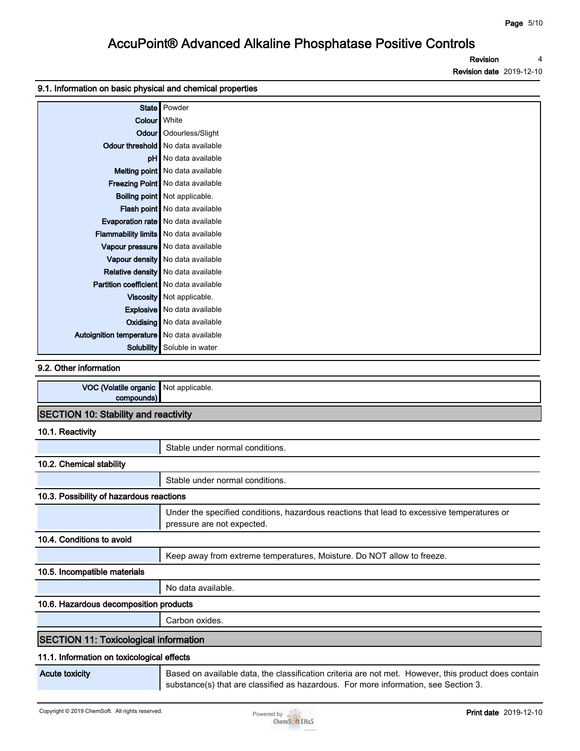### 9.1. Information on basic physical and chemical properties

| | |
|---|---|
| State | Powder |
| Colour | White |
| Odour | Odourless/Slight |
| Odour threshold | No data available |
| pH | No data available |
| Melting point | No data available |
| Freezing Point | No data available |
| Boiling point | Not applicable. |
| Flash point | No data available |
| Evaporation rate | No data available |
| Flammability limits | No data available |
| Vapour pressure | No data available |
| Vapour density | No data available |
| Relative density | No data available |
| Partition coefficient | No data available |
| Viscosity | Not applicable. |
| Explosive | No data available |
| Oxidising | No data available |
| Autoignition temperature | No data available |
| Solubility | Soluble in water |

### 9.2. Other information

| | |
|---|---|
| VOC (Volatile organic compounds) | Not applicable. |

## SECTION 10: Stability and reactivity

### 10.1. Reactivity

Stable under normal conditions.

### 10.2. Chemical stability

Stable under normal conditions.

### 10.3. Possibility of hazardous reactions

Under the specified conditions, hazardous reactions that lead to excessive temperatures or pressure are not expected.

### 10.4. Conditions to avoid

Keep away from extreme temperatures, Moisture. Do NOT allow to freeze.

### 10.5. Incompatible materials

No data available.

### 10.6. Hazardous decomposition products

Carbon oxides.

## SECTION 11: Toxicological information

### 11.1. Information on toxicological effects

| | |
|---|---|
| Acute toxicity | Based on available data, the classification criteria are not met. However, this product does contain substance(s) that are classified as hazardous. For more information, see Section 3. |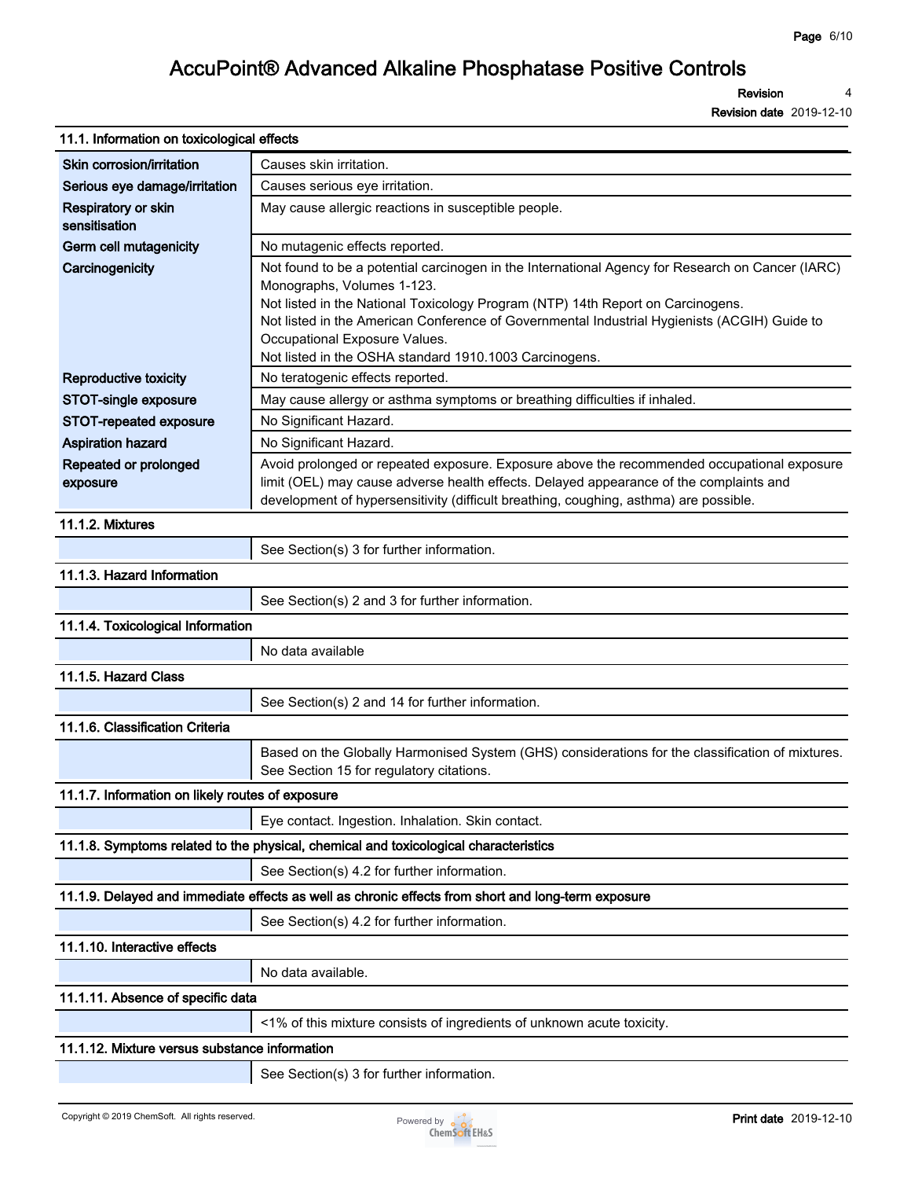## 11.1. Information on toxicological effects

| | |
|---|---|
| Skin corrosion/irritation | Causes skin irritation. |
| Serious eye damage/irritation | Causes serious eye irritation. |
| Respiratory or skin sensitisation | May cause allergic reactions in susceptible people. |
| Germ cell mutagenicity | No mutagenic effects reported. |
| Carcinogenicity | Not found to be a potential carcinogen in the International Agency for Research on Cancer (IARC) Monographs, Volumes 1-123.<br>Not listed in the National Toxicology Program (NTP) 14th Report on Carcinogens.<br>Not listed in the American Conference of Governmental Industrial Hygienists (ACGIH) Guide to Occupational Exposure Values.<br>Not listed in the OSHA standard 1910.1003 Carcinogens. |
| Reproductive toxicity | No teratogenic effects reported. |
| STOT-single exposure | May cause allergy or asthma symptoms or breathing difficulties if inhaled. |
| STOT-repeated exposure | No Significant Hazard. |
| Aspiration hazard | No Significant Hazard. |
| Repeated or prolonged exposure | Avoid prolonged or repeated exposure. Exposure above the recommended occupational exposure limit (OEL) may cause adverse health effects. Delayed appearance of the complaints and development of hypersensitivity (difficult breathing, coughing, asthma) are possible. |

### 11.1.2. Mixtures

See Section(s) 3 for further information.

### 11.1.3. Hazard Information

See Section(s) 2 and 3 for further information.

### 11.1.4. Toxicological Information

No data available

### 11.1.5. Hazard Class

See Section(s) 2 and 14 for further information.

### 11.1.6. Classification Criteria

Based on the Globally Harmonised System (GHS) considerations for the classification of mixtures. See Section 15 for regulatory citations.

### 11.1.7. Information on likely routes of exposure

Eye contact. Ingestion. Inhalation. Skin contact.

### 11.1.8. Symptoms related to the physical, chemical and toxicological characteristics

See Section(s) 4.2 for further information.

### 11.1.9. Delayed and immediate effects as well as chronic effects from short and long-term exposure

See Section(s) 4.2 for further information.

### 11.1.10. Interactive effects

No data available.

### 11.1.11. Absence of specific data

<1% of this mixture consists of ingredients of unknown acute toxicity.

### 11.1.12. Mixture versus substance information

See Section(s) 3 for further information.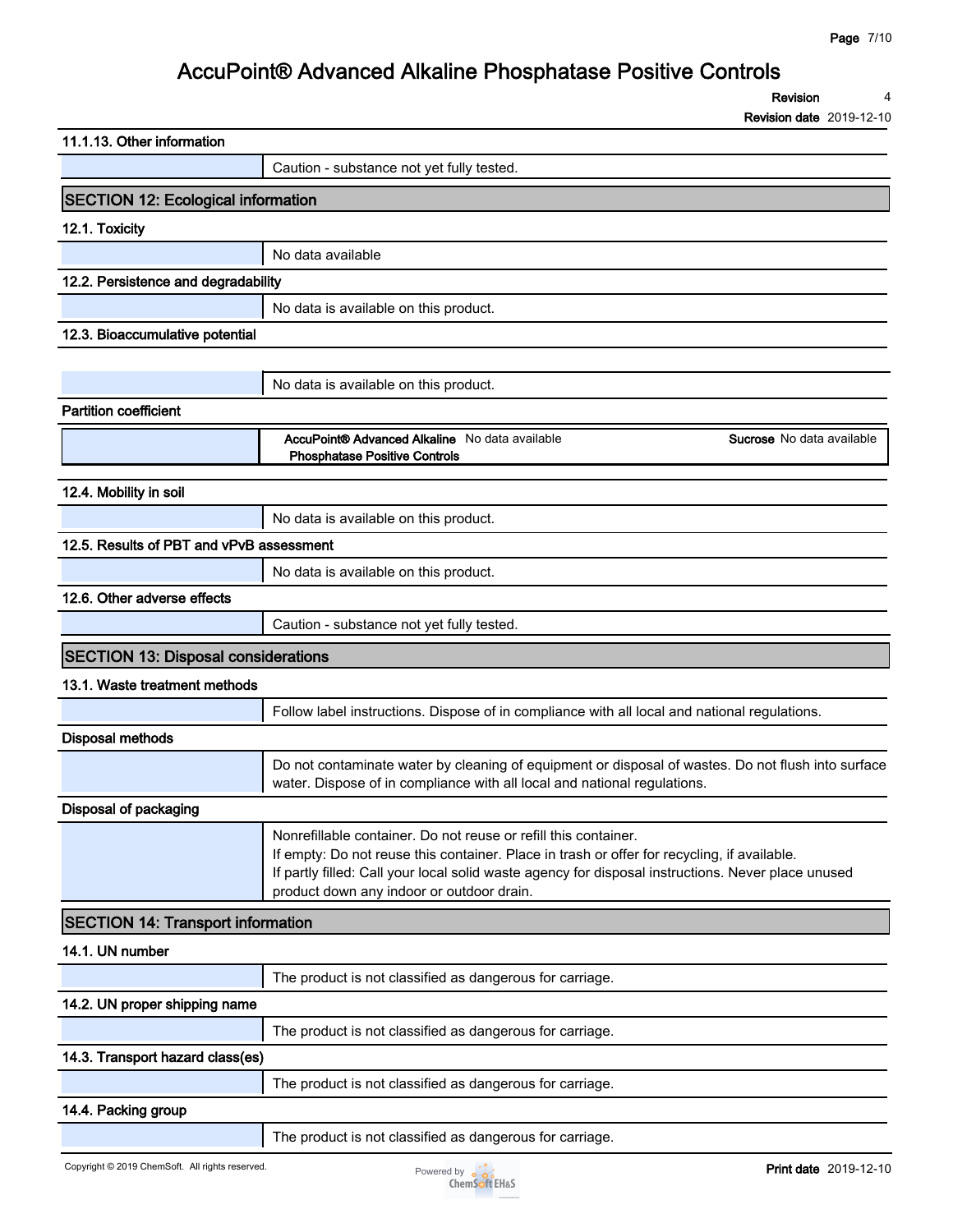### 11.1.13. Other information

Caution - substance not yet fully tested.

## SECTION 12: Ecological information

### 12.1. Toxicity

No data available

### 12.2. Persistence and degradability

No data is available on this product.

### 12.3. Bioaccumulative potential

No data is available on this product.

### Partition coefficient

| | | | |
|---|---|---|---|
| **AccuPoint® Advanced Alkaline Phosphatase Positive Controls** | No data available | **Sucrose** | No data available |

### 12.4. Mobility in soil

No data is available on this product.

### 12.5. Results of PBT and vPvB assessment

No data is available on this product.

### 12.6. Other adverse effects

Caution - substance not yet fully tested.

## SECTION 13: Disposal considerations

### 13.1. Waste treatment methods

Follow label instructions. Dispose of in compliance with all local and national regulations.

### Disposal methods

Do not contaminate water by cleaning of equipment or disposal of wastes. Do not flush into surface water. Dispose of in compliance with all local and national regulations.

### Disposal of packaging

Nonrefillable container. Do not reuse or refill this container.
If empty: Do not reuse this container. Place in trash or offer for recycling, if available.
If partly filled: Call your local solid waste agency for disposal instructions. Never place unused product down any indoor or outdoor drain.

## SECTION 14: Transport information

### 14.1. UN number

The product is not classified as dangerous for carriage.

### 14.2. UN proper shipping name

The product is not classified as dangerous for carriage.

### 14.3. Transport hazard class(es)

The product is not classified as dangerous for carriage.

### 14.4. Packing group

The product is not classified as dangerous for carriage.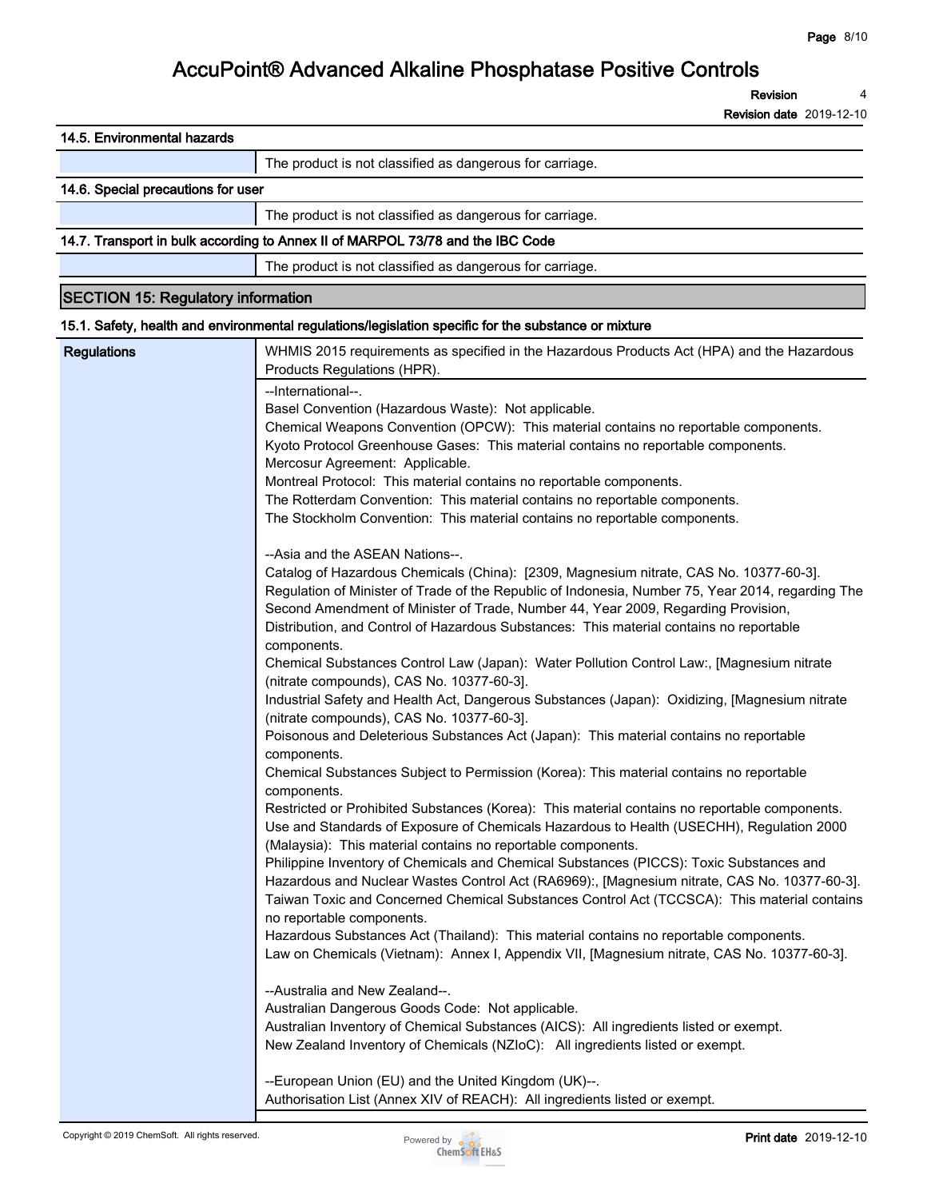### 14.5. Environmental hazards

| | |
|---|---|
| | The product is not classified as dangerous for carriage. |

### 14.6. Special precautions for user

| | |
|---|---|
| | The product is not classified as dangerous for carriage. |

### 14.7. Transport in bulk according to Annex II of MARPOL 73/78 and the IBC Code

| | |
|---|---|
| | The product is not classified as dangerous for carriage. |

## SECTION 15: Regulatory information

### 15.1. Safety, health and environmental regulations/legislation specific for the substance or mixture

**Regulations**

WHMIS 2015 requirements as specified in the Hazardous Products Act (HPA) and the Hazardous Products Regulations (HPR).

--International--.
Basel Convention (Hazardous Waste): Not applicable.
Chemical Weapons Convention (OPCW): This material contains no reportable components.
Kyoto Protocol Greenhouse Gases: This material contains no reportable components.
Mercosur Agreement: Applicable.
Montreal Protocol: This material contains no reportable components.
The Rotterdam Convention: This material contains no reportable components.
The Stockholm Convention: This material contains no reportable components.

--Asia and the ASEAN Nations--.
Catalog of Hazardous Chemicals (China): [2309, Magnesium nitrate, CAS No. 10377-60-3].
Regulation of Minister of Trade of the Republic of Indonesia, Number 75, Year 2014, regarding The Second Amendment of Minister of Trade, Number 44, Year 2009, Regarding Provision, Distribution, and Control of Hazardous Substances: This material contains no reportable components.
Chemical Substances Control Law (Japan): Water Pollution Control Law:, [Magnesium nitrate (nitrate compounds), CAS No. 10377-60-3].
Industrial Safety and Health Act, Dangerous Substances (Japan): Oxidizing, [Magnesium nitrate (nitrate compounds), CAS No. 10377-60-3].
Poisonous and Deleterious Substances Act (Japan): This material contains no reportable components.
Chemical Substances Subject to Permission (Korea): This material contains no reportable components.
Restricted or Prohibited Substances (Korea): This material contains no reportable components.
Use and Standards of Exposure of Chemicals Hazardous to Health (USECHH), Regulation 2000 (Malaysia): This material contains no reportable components.
Philippine Inventory of Chemicals and Chemical Substances (PICCS): Toxic Substances and Hazardous and Nuclear Wastes Control Act (RA6969):, [Magnesium nitrate, CAS No. 10377-60-3].
Taiwan Toxic and Concerned Chemical Substances Control Act (TCCSCA): This material contains no reportable components.
Hazardous Substances Act (Thailand): This material contains no reportable components.
Law on Chemicals (Vietnam): Annex I, Appendix VII, [Magnesium nitrate, CAS No. 10377-60-3].

--Australia and New Zealand--.
Australian Dangerous Goods Code: Not applicable.
Australian Inventory of Chemical Substances (AICS): All ingredients listed or exempt.
New Zealand Inventory of Chemicals (NZIoC): All ingredients listed or exempt.

--European Union (EU) and the United Kingdom (UK)--.
Authorisation List (Annex XIV of REACH): All ingredients listed or exempt.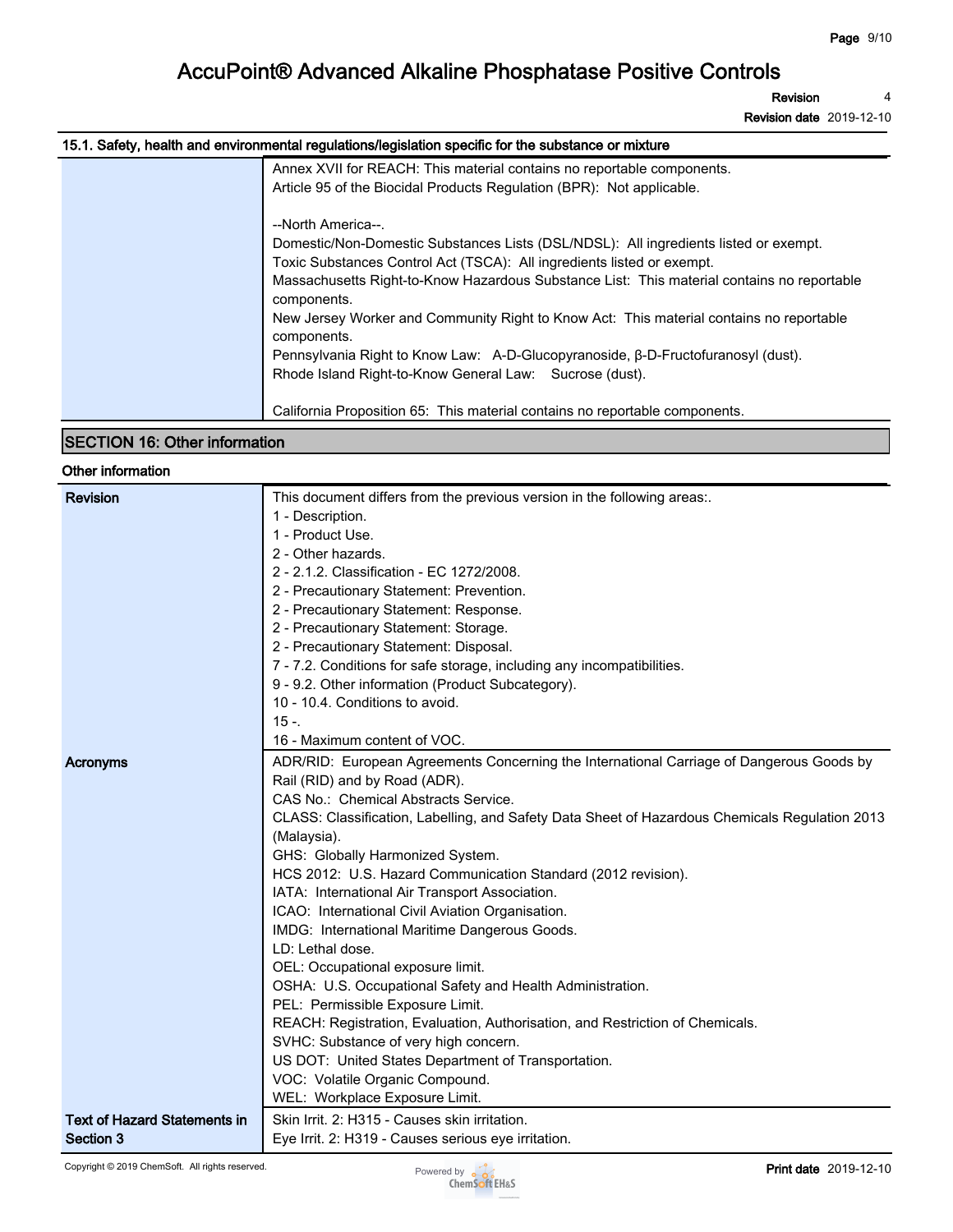## 15.1. Safety, health and environmental regulations/legislation specific for the substance or mixture

| | |
|---|---|
| | Annex XVII for REACH: This material contains no reportable components.<br>Article 95 of the Biocidal Products Regulation (BPR): Not applicable.<br><br>--North America--.<br>Domestic/Non-Domestic Substances Lists (DSL/NDSL): All ingredients listed or exempt.<br>Toxic Substances Control Act (TSCA): All ingredients listed or exempt.<br>Massachusetts Right-to-Know Hazardous Substance List: This material contains no reportable components.<br>New Jersey Worker and Community Right to Know Act: This material contains no reportable components.<br>Pennsylvania Right to Know Law: A-D-Glucopyranoside, β-D-Fructofuranosyl (dust).<br>Rhode Island Right-to-Know General Law: Sucrose (dust).<br><br>California Proposition 65: This material contains no reportable components. |

## SECTION 16: Other information

### Other information

| | |
|---|---|
| **Revision** | This document differs from the previous version in the following areas:.<br>1 - Description.<br>1 - Product Use.<br>2 - Other hazards.<br>2 - 2.1.2. Classification - EC 1272/2008.<br>2 - Precautionary Statement: Prevention.<br>2 - Precautionary Statement: Response.<br>2 - Precautionary Statement: Storage.<br>2 - Precautionary Statement: Disposal.<br>7 - 7.2. Conditions for safe storage, including any incompatibilities.<br>9 - 9.2. Other information (Product Subcategory).<br>10 - 10.4. Conditions to avoid.<br>15 -.<br>16 - Maximum content of VOC. |
| **Acronyms** | ADR/RID: European Agreements Concerning the International Carriage of Dangerous Goods by Rail (RID) and by Road (ADR).<br>CAS No.: Chemical Abstracts Service.<br>CLASS: Classification, Labelling, and Safety Data Sheet of Hazardous Chemicals Regulation 2013 (Malaysia).<br>GHS: Globally Harmonized System.<br>HCS 2012: U.S. Hazard Communication Standard (2012 revision).<br>IATA: International Air Transport Association.<br>ICAO: International Civil Aviation Organisation.<br>IMDG: International Maritime Dangerous Goods.<br>LD: Lethal dose.<br>OEL: Occupational exposure limit.<br>OSHA: U.S. Occupational Safety and Health Administration.<br>PEL: Permissible Exposure Limit.<br>REACH: Registration, Evaluation, Authorisation, and Restriction of Chemicals.<br>SVHC: Substance of very high concern.<br>US DOT: United States Department of Transportation.<br>VOC: Volatile Organic Compound.<br>WEL: Workplace Exposure Limit. |
| **Text of Hazard Statements in Section 3** | Skin Irrit. 2: H315 - Causes skin irritation.<br>Eye Irrit. 2: H319 - Causes serious eye irritation. |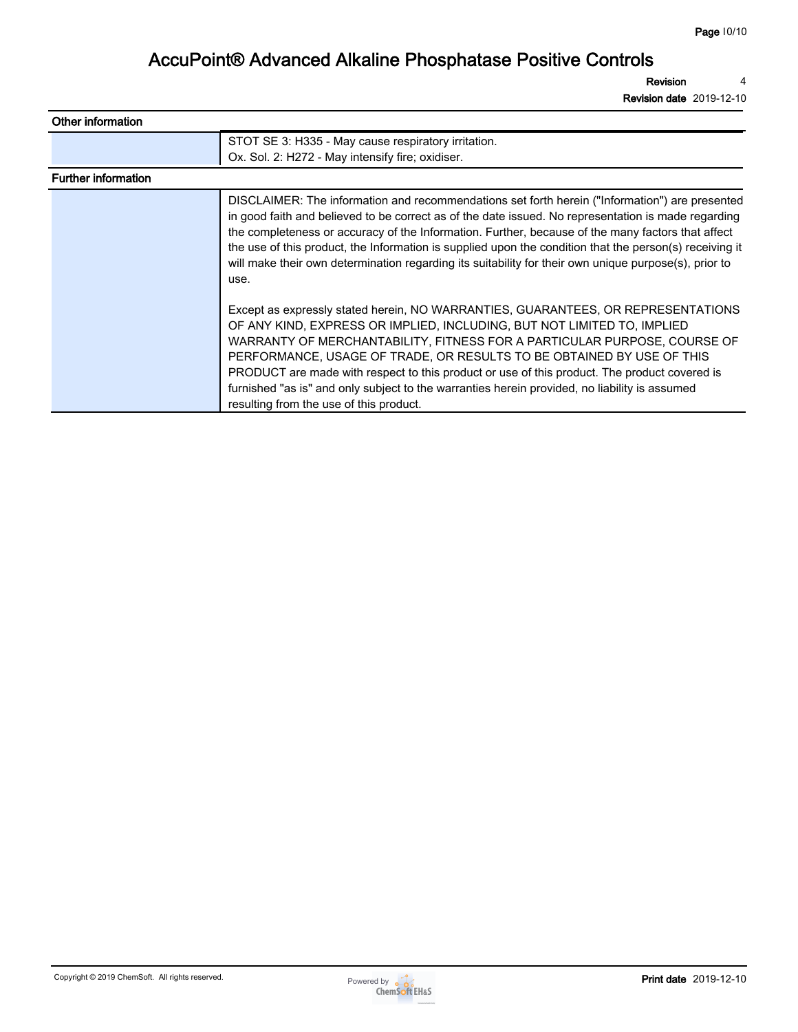## Other information

| | |
|---|---|
| | STOT SE 3: H335 - May cause respiratory irritation.<br>Ox. Sol. 2: H272 - May intensify fire; oxidiser. |

## Further information

| | |
|---|---|
| | DISCLAIMER: The information and recommendations set forth herein ("Information") are presented in good faith and believed to be correct as of the date issued. No representation is made regarding the completeness or accuracy of the Information. Further, because of the many factors that affect the use of this product, the Information is supplied upon the condition that the person(s) receiving it will make their own determination regarding its suitability for their own unique purpose(s), prior to use.<br><br>Except as expressly stated herein, NO WARRANTIES, GUARANTEES, OR REPRESENTATIONS OF ANY KIND, EXPRESS OR IMPLIED, INCLUDING, BUT NOT LIMITED TO, IMPLIED WARRANTY OF MERCHANTABILITY, FITNESS FOR A PARTICULAR PURPOSE, COURSE OF PERFORMANCE, USAGE OF TRADE, OR RESULTS TO BE OBTAINED BY USE OF THIS PRODUCT are made with respect to this product or use of this product. The product covered is furnished "as is" and only subject to the warranties herein provided, no liability is assumed resulting from the use of this product. |